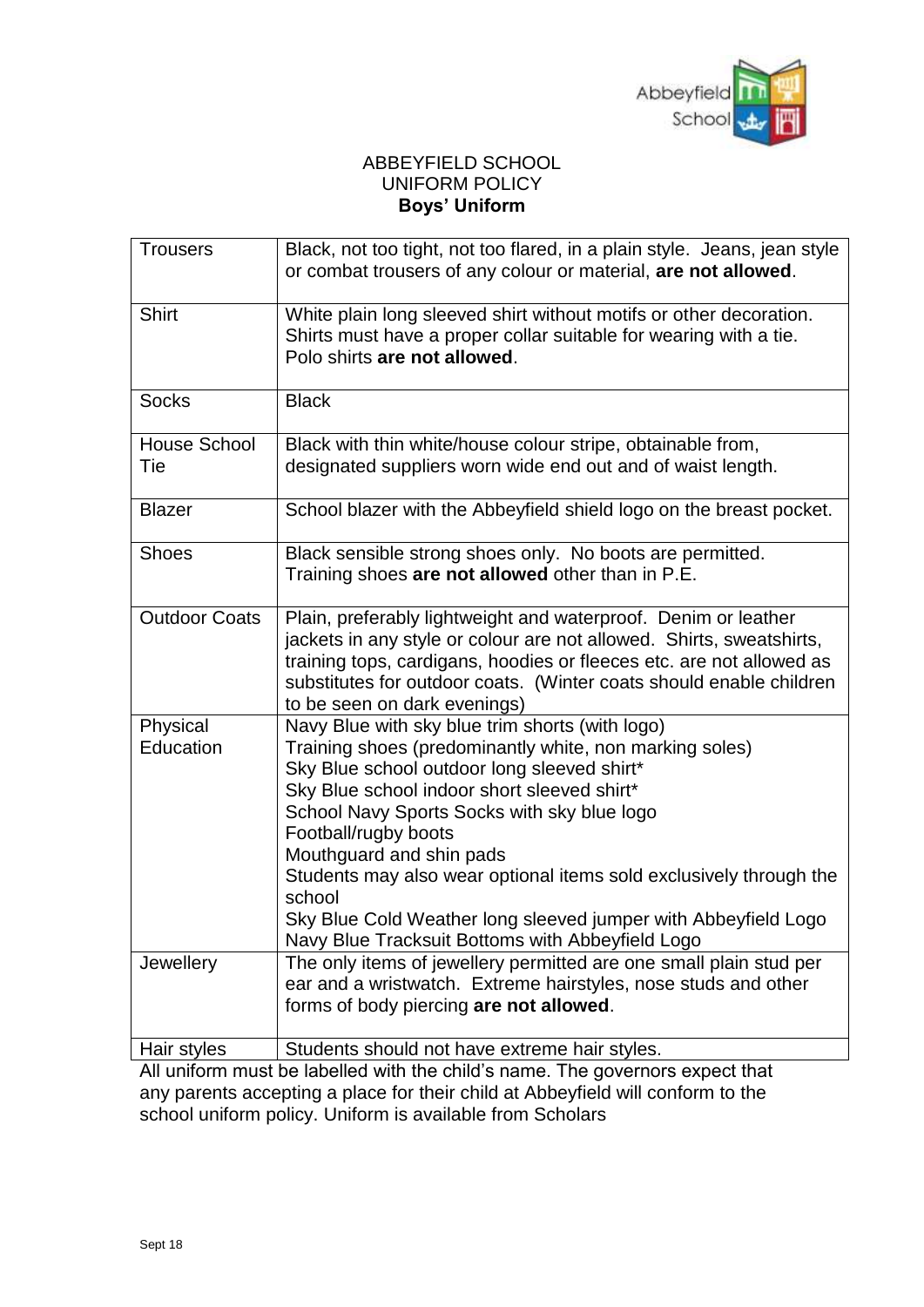# ABBEYFIELD SCHOOL
## UNIFORM POLICY
### Boys' Uniform

| | |
|---|---|
| Trousers | Black, not too tight, not too flared, in a plain style. Jeans, jean style or combat trousers of any colour or material, **are not allowed**. |
| Shirt | White plain long sleeved shirt without motifs or other decoration. Shirts must have a proper collar suitable for wearing with a tie. Polo shirts **are not allowed**. |
| Socks | Black |
| House School Tie | Black with thin white/house colour stripe, obtainable from, designated suppliers worn wide end out and of waist length. |
| Blazer | School blazer with the Abbeyfield shield logo on the breast pocket. |
| Shoes | Black sensible strong shoes only. No boots are permitted. Training shoes **are not allowed** other than in P.E. |
| Outdoor Coats | Plain, preferably lightweight and waterproof. Denim or leather jackets in any style or colour are not allowed. Shirts, sweatshirts, training tops, cardigans, hoodies or fleeces etc. are not allowed as substitutes for outdoor coats. (Winter coats should enable children to be seen on dark evenings) |
| Physical Education | Navy Blue with sky blue trim shorts (with logo)<br>Training shoes (predominantly white, non marking soles)<br>Sky Blue school outdoor long sleeved shirt*<br>Sky Blue school indoor short sleeved shirt*<br>School Navy Sports Socks with sky blue logo<br>Football/rugby boots<br>Mouthguard and shin pads<br>Students may also wear optional items sold exclusively through the school<br>Sky Blue Cold Weather long sleeved jumper with Abbeyfield Logo<br>Navy Blue Tracksuit Bottoms with Abbeyfield Logo |
| Jewellery | The only items of jewellery permitted are one small plain stud per ear and a wristwatch. Extreme hairstyles, nose studs and other forms of body piercing **are not allowed**. |
| Hair styles | Students should not have extreme hair styles. |

All uniform must be labelled with the child's name. The governors expect that any parents accepting a place for their child at Abbeyfield will conform to the school uniform policy. Uniform is available from Scholars

Sept 18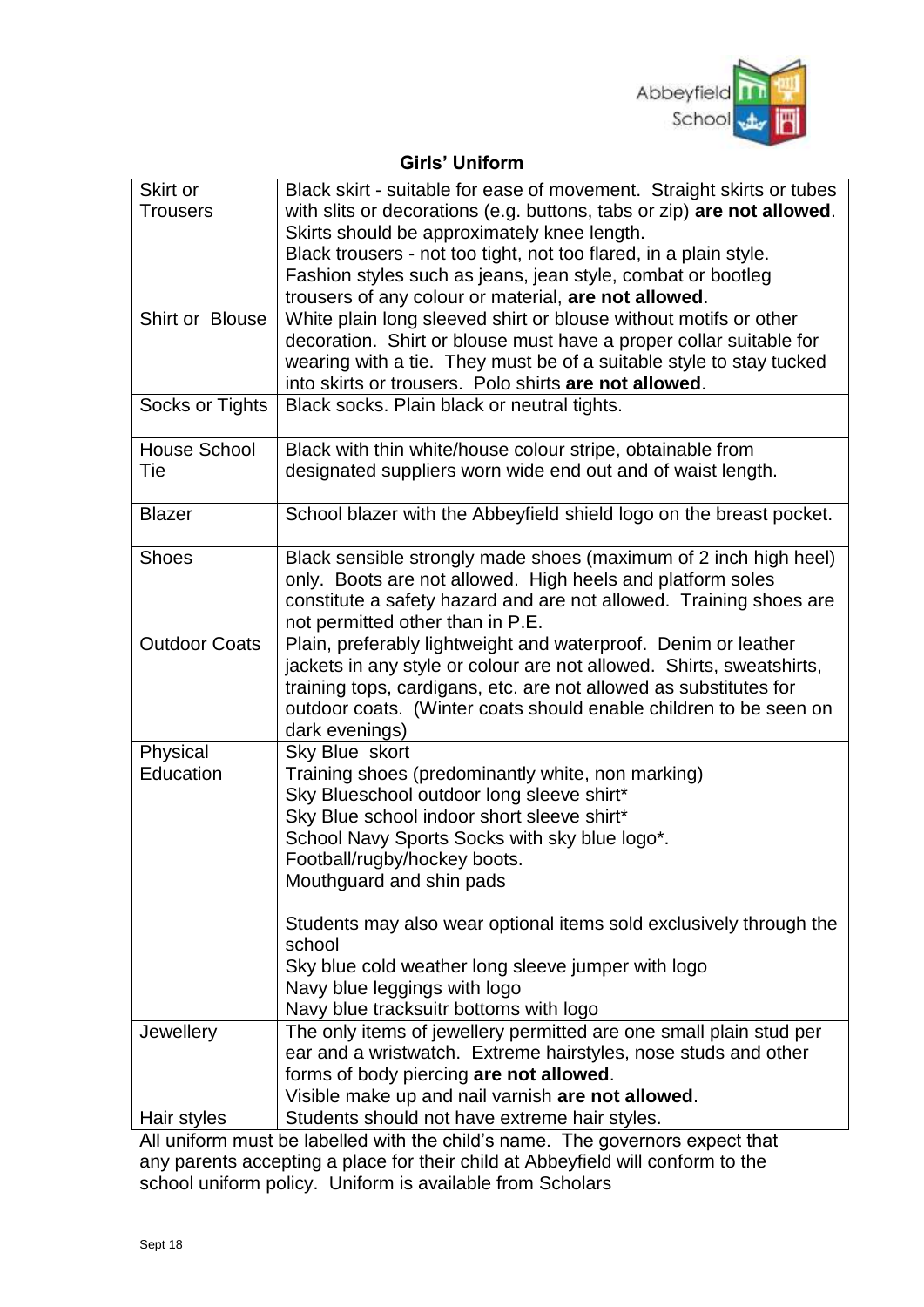## Girls' Uniform

| | |
|---|---|
| Skirt or Trousers | Black skirt - suitable for ease of movement. Straight skirts or tubes with slits or decorations (e.g. buttons, tabs or zip) **are not allowed**. Skirts should be approximately knee length.<br>Black trousers - not too tight, not too flared, in a plain style. Fashion styles such as jeans, jean style, combat or bootleg trousers of any colour or material, **are not allowed**. |
| Shirt or Blouse | White plain long sleeved shirt or blouse without motifs or other decoration. Shirt or blouse must have a proper collar suitable for wearing with a tie. They must be of a suitable style to stay tucked into skirts or trousers. Polo shirts **are not allowed**. |
| Socks or Tights | Black socks. Plain black or neutral tights. |
| House School Tie | Black with thin white/house colour stripe, obtainable from designated suppliers worn wide end out and of waist length. |
| Blazer | School blazer with the Abbeyfield shield logo on the breast pocket. |
| Shoes | Black sensible strongly made shoes (maximum of 2 inch high heel) only. Boots are not allowed. High heels and platform soles constitute a safety hazard and are not allowed. Training shoes are not permitted other than in P.E. |
| Outdoor Coats | Plain, preferably lightweight and waterproof. Denim or leather jackets in any style or colour are not allowed. Shirts, sweatshirts, training tops, cardigans, etc. are not allowed as substitutes for outdoor coats. (Winter coats should enable children to be seen on dark evenings) |
| Physical Education | Sky Blue skort<br>Training shoes (predominantly white, non marking)<br>Sky Blueschool outdoor long sleeve shirt*<br>Sky Blue school indoor short sleeve shirt*<br>School Navy Sports Socks with sky blue logo*.<br>Football/rugby/hockey boots.<br>Mouthguard and shin pads<br><br>Students may also wear optional items sold exclusively through the school<br>Sky blue cold weather long sleeve jumper with logo<br>Navy blue leggings with logo<br>Navy blue tracksuitr bottoms with logo |
| Jewellery | The only items of jewellery permitted are one small plain stud per ear and a wristwatch. Extreme hairstyles, nose studs and other forms of body piercing **are not allowed**.<br>Visible make up and nail varnish **are not allowed**. |
| Hair styles | Students should not have extreme hair styles. |

All uniform must be labelled with the child's name. The governors expect that any parents accepting a place for their child at Abbeyfield will conform to the school uniform policy. Uniform is available from Scholars

Sept 18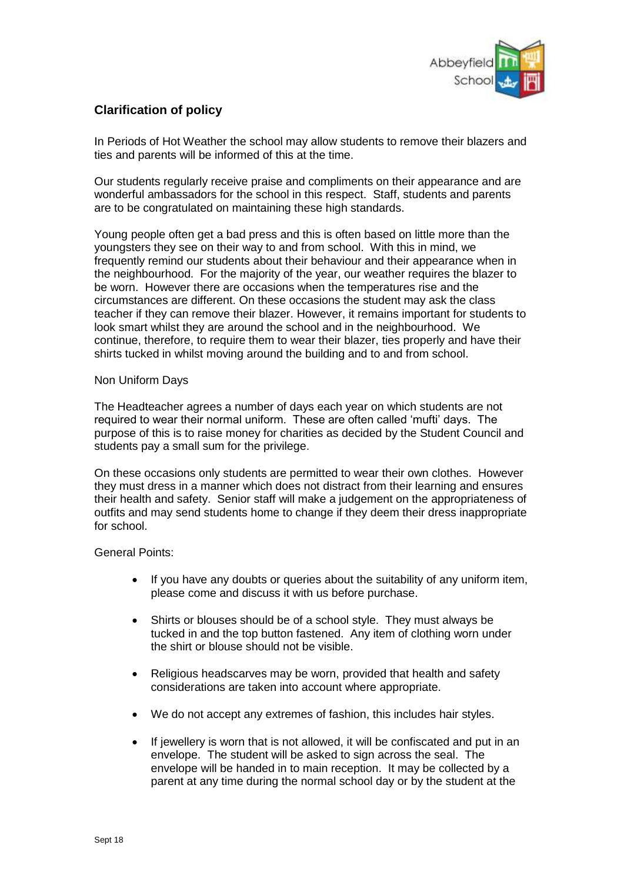## Clarification of policy

In Periods of Hot Weather the school may allow students to remove their blazers and ties and parents will be informed of this at the time.

Our students regularly receive praise and compliments on their appearance and are wonderful ambassadors for the school in this respect. Staff, students and parents are to be congratulated on maintaining these high standards.

Young people often get a bad press and this is often based on little more than the youngsters they see on their way to and from school. With this in mind, we frequently remind our students about their behaviour and their appearance when in the neighbourhood. For the majority of the year, our weather requires the blazer to be worn. However there are occasions when the temperatures rise and the circumstances are different. On these occasions the student may ask the class teacher if they can remove their blazer. However, it remains important for students to look smart whilst they are around the school and in the neighbourhood. We continue, therefore, to require them to wear their blazer, ties properly and have their shirts tucked in whilst moving around the building and to and from school.

Non Uniform Days

The Headteacher agrees a number of days each year on which students are not required to wear their normal uniform. These are often called 'mufti' days. The purpose of this is to raise money for charities as decided by the Student Council and students pay a small sum for the privilege.

On these occasions only students are permitted to wear their own clothes. However they must dress in a manner which does not distract from their learning and ensures their health and safety. Senior staff will make a judgement on the appropriateness of outfits and may send students home to change if they deem their dress inappropriate for school.

General Points:

- If you have any doubts or queries about the suitability of any uniform item, please come and discuss it with us before purchase.
- Shirts or blouses should be of a school style. They must always be tucked in and the top button fastened. Any item of clothing worn under the shirt or blouse should not be visible.
- Religious headscarves may be worn, provided that health and safety considerations are taken into account where appropriate.
- We do not accept any extremes of fashion, this includes hair styles.
- If jewellery is worn that is not allowed, it will be confiscated and put in an envelope. The student will be asked to sign across the seal. The envelope will be handed in to main reception. It may be collected by a parent at any time during the normal school day or by the student at the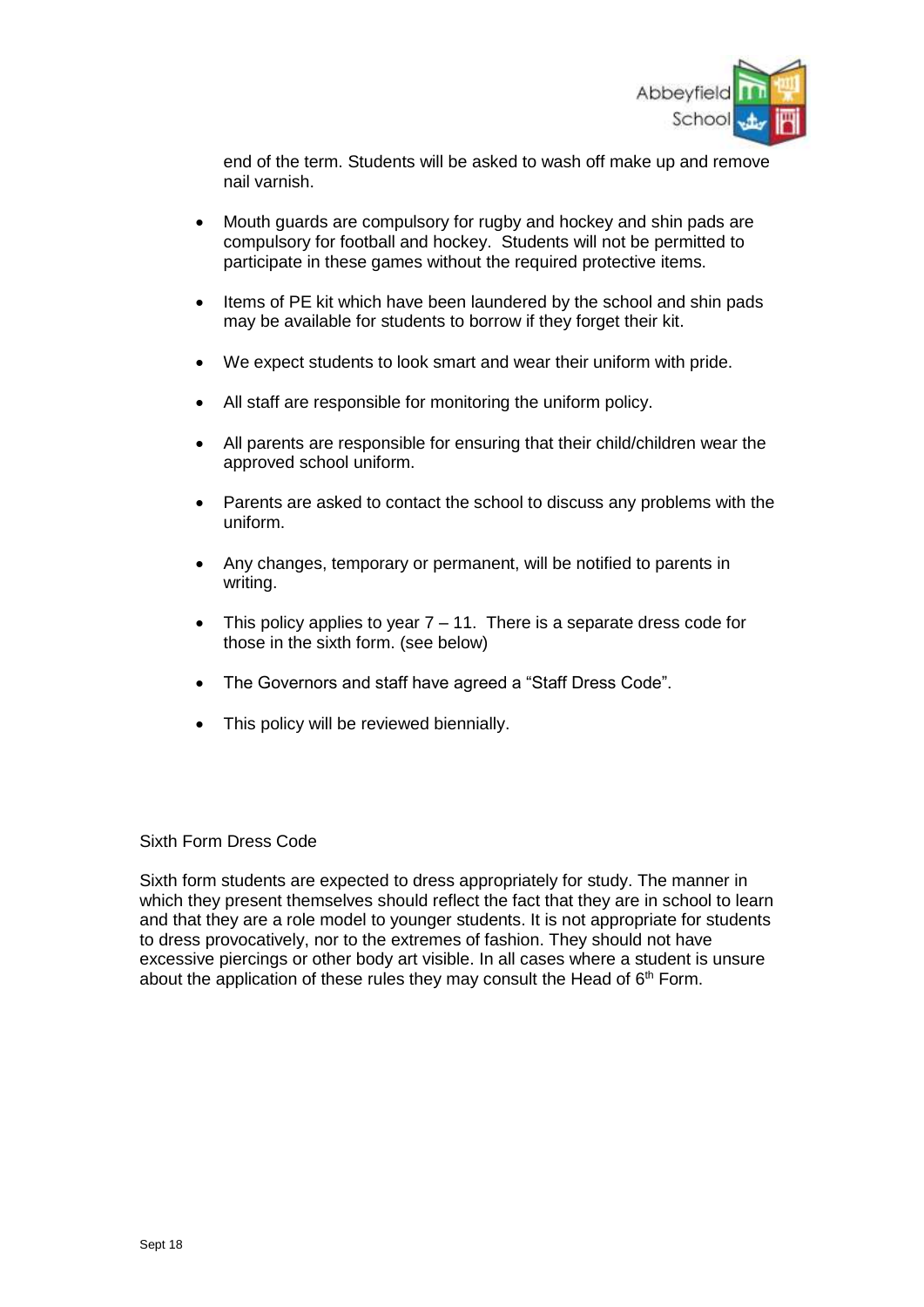end of the term. Students will be asked to wash off make up and remove nail varnish.

- Mouth guards are compulsory for rugby and hockey and shin pads are compulsory for football and hockey. Students will not be permitted to participate in these games without the required protective items.

- Items of PE kit which have been laundered by the school and shin pads may be available for students to borrow if they forget their kit.

- We expect students to look smart and wear their uniform with pride.

- All staff are responsible for monitoring the uniform policy.

- All parents are responsible for ensuring that their child/children wear the approved school uniform.

- Parents are asked to contact the school to discuss any problems with the uniform.

- Any changes, temporary or permanent, will be notified to parents in writing.

- This policy applies to year 7 – 11. There is a separate dress code for those in the sixth form. (see below)

- The Governors and staff have agreed a "Staff Dress Code".

- This policy will be reviewed biennially.

Sixth Form Dress Code

Sixth form students are expected to dress appropriately for study. The manner in which they present themselves should reflect the fact that they are in school to learn and that they are a role model to younger students. It is not appropriate for students to dress provocatively, nor to the extremes of fashion. They should not have excessive piercings or other body art visible. In all cases where a student is unsure about the application of these rules they may consult the Head of 6th Form.